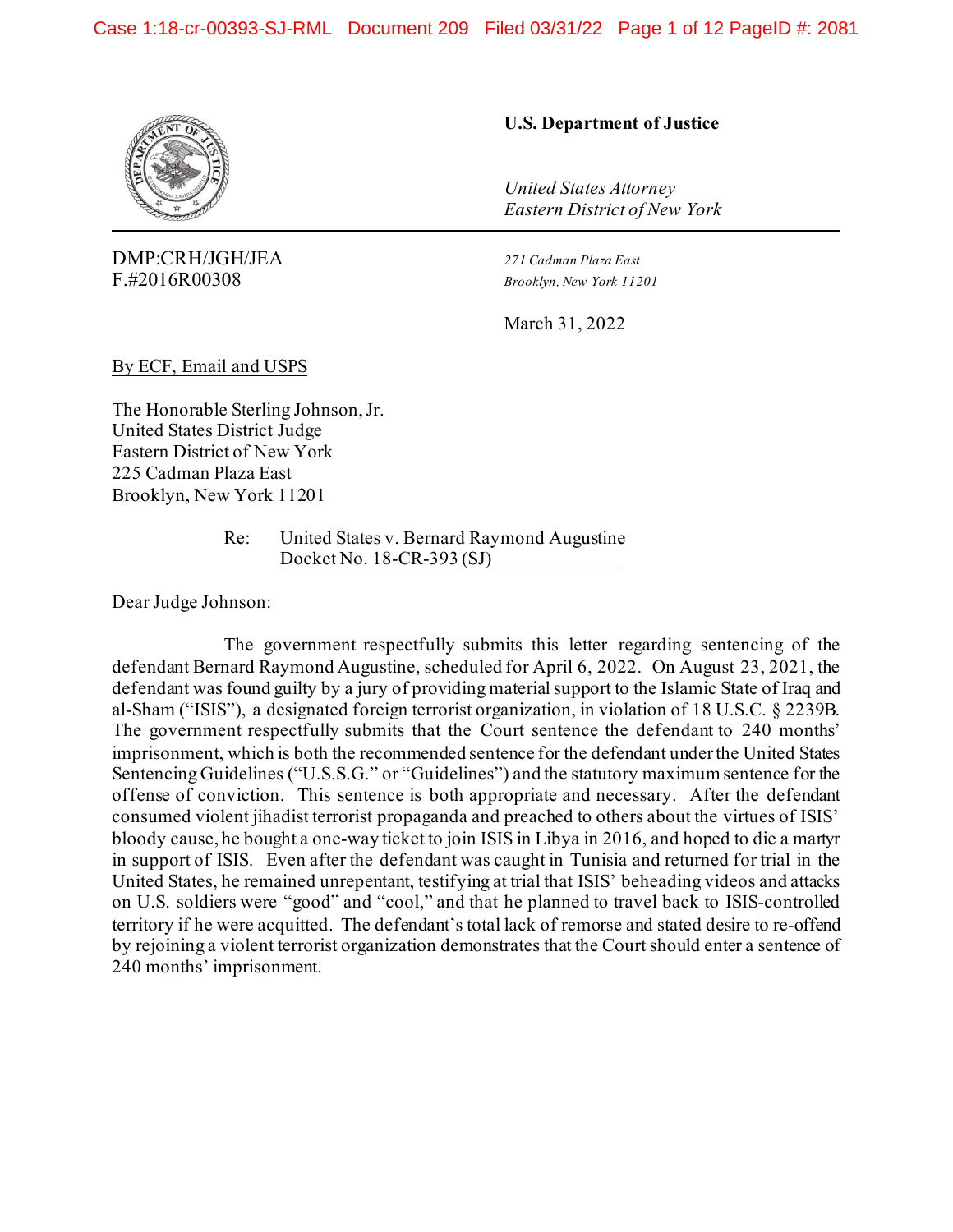**U.S. Department of Justice**

*United States Attorney*
*Eastern District of New York*

DMP:CRH/JGH/JEA
F.#2016R00308

*271 Cadman Plaza East*
*Brooklyn, New York 11201*

March 31, 2022

By ECF, Email and USPS

The Honorable Sterling Johnson, Jr.
United States District Judge
Eastern District of New York
225 Cadman Plaza East
Brooklyn, New York 11201

Re: United States v. Bernard Raymond Augustine
Docket No. 18-CR-393 (SJ)

Dear Judge Johnson:

The government respectfully submits this letter regarding sentencing of the defendant Bernard Raymond Augustine, scheduled for April 6, 2022. On August 23, 2021, the defendant was found guilty by a jury of providing material support to the Islamic State of Iraq and al-Sham ("ISIS"), a designated foreign terrorist organization, in violation of 18 U.S.C. § 2239B. The government respectfully submits that the Court sentence the defendant to 240 months' imprisonment, which is both the recommended sentence for the defendant under the United States Sentencing Guidelines ("U.S.S.G." or "Guidelines") and the statutory maximum sentence for the offense of conviction. This sentence is both appropriate and necessary. After the defendant consumed violent jihadist terrorist propaganda and preached to others about the virtues of ISIS' bloody cause, he bought a one-way ticket to join ISIS in Libya in 2016, and hoped to die a martyr in support of ISIS. Even after the defendant was caught in Tunisia and returned for trial in the United States, he remained unrepentant, testifying at trial that ISIS' beheading videos and attacks on U.S. soldiers were "good" and "cool," and that he planned to travel back to ISIS-controlled territory if he were acquitted. The defendant's total lack of remorse and stated desire to re-offend by rejoining a violent terrorist organization demonstrates that the Court should enter a sentence of 240 months' imprisonment.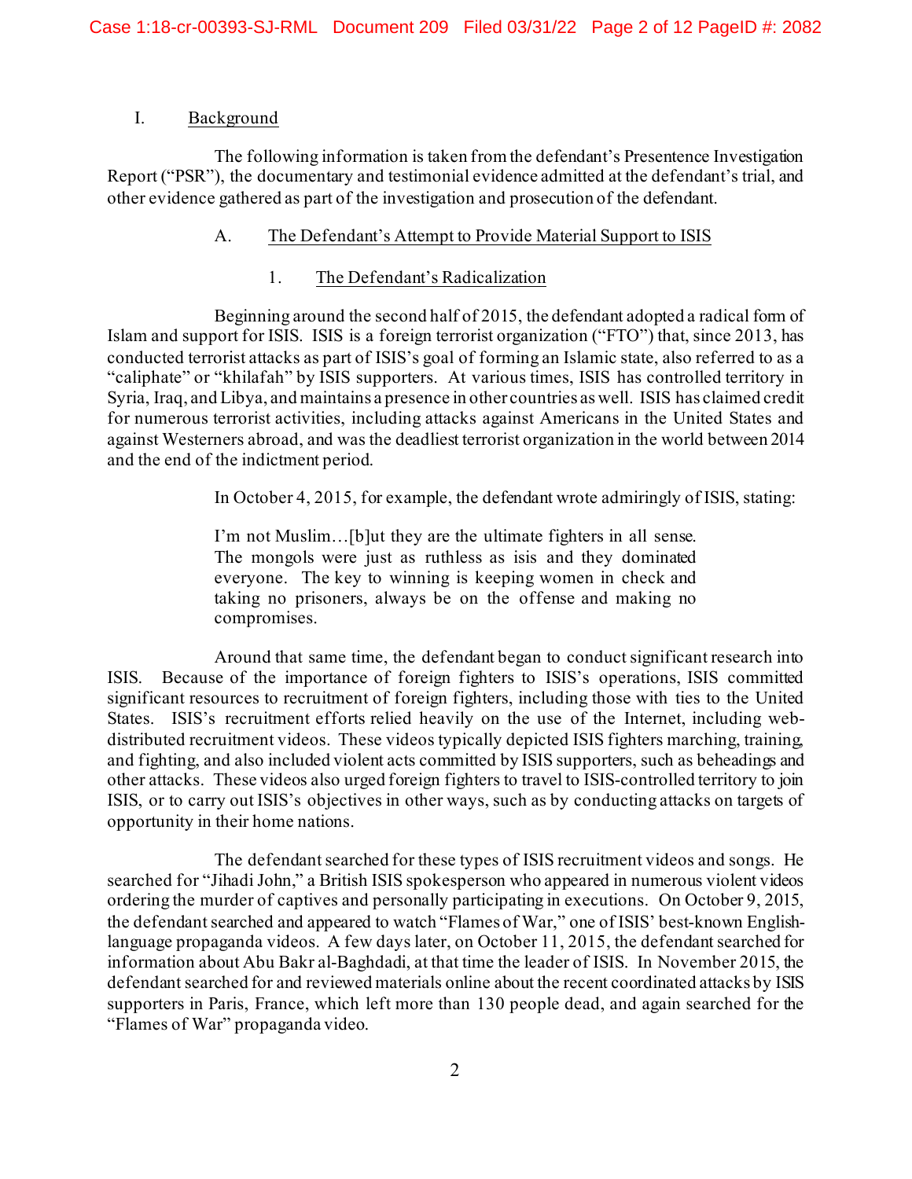## I. Background

The following information is taken from the defendant's Presentence Investigation Report ("PSR"), the documentary and testimonial evidence admitted at the defendant's trial, and other evidence gathered as part of the investigation and prosecution of the defendant.

### A. The Defendant's Attempt to Provide Material Support to ISIS

#### 1. The Defendant's Radicalization

Beginning around the second half of 2015, the defendant adopted a radical form of Islam and support for ISIS. ISIS is a foreign terrorist organization ("FTO") that, since 2013, has conducted terrorist attacks as part of ISIS's goal of forming an Islamic state, also referred to as a "caliphate" or "khilafah" by ISIS supporters. At various times, ISIS has controlled territory in Syria, Iraq, and Libya, and maintains a presence in other countries as well. ISIS has claimed credit for numerous terrorist activities, including attacks against Americans in the United States and against Westerners abroad, and was the deadliest terrorist organization in the world between 2014 and the end of the indictment period.

In October 4, 2015, for example, the defendant wrote admiringly of ISIS, stating:

> I'm not Muslim…[b]ut they are the ultimate fighters in all sense. The mongols were just as ruthless as isis and they dominated everyone. The key to winning is keeping women in check and taking no prisoners, always be on the offense and making no compromises.

Around that same time, the defendant began to conduct significant research into ISIS. Because of the importance of foreign fighters to ISIS's operations, ISIS committed significant resources to recruitment of foreign fighters, including those with ties to the United States. ISIS's recruitment efforts relied heavily on the use of the Internet, including web-distributed recruitment videos. These videos typically depicted ISIS fighters marching, training, and fighting, and also included violent acts committed by ISIS supporters, such as beheadings and other attacks. These videos also urged foreign fighters to travel to ISIS-controlled territory to join ISIS, or to carry out ISIS's objectives in other ways, such as by conducting attacks on targets of opportunity in their home nations.

The defendant searched for these types of ISIS recruitment videos and songs. He searched for "Jihadi John," a British ISIS spokesperson who appeared in numerous violent videos ordering the murder of captives and personally participating in executions. On October 9, 2015, the defendant searched and appeared to watch "Flames of War," one of ISIS' best-known English-language propaganda videos. A few days later, on October 11, 2015, the defendant searched for information about Abu Bakr al-Baghdadi, at that time the leader of ISIS. In November 2015, the defendant searched for and reviewed materials online about the recent coordinated attacks by ISIS supporters in Paris, France, which left more than 130 people dead, and again searched for the "Flames of War" propaganda video.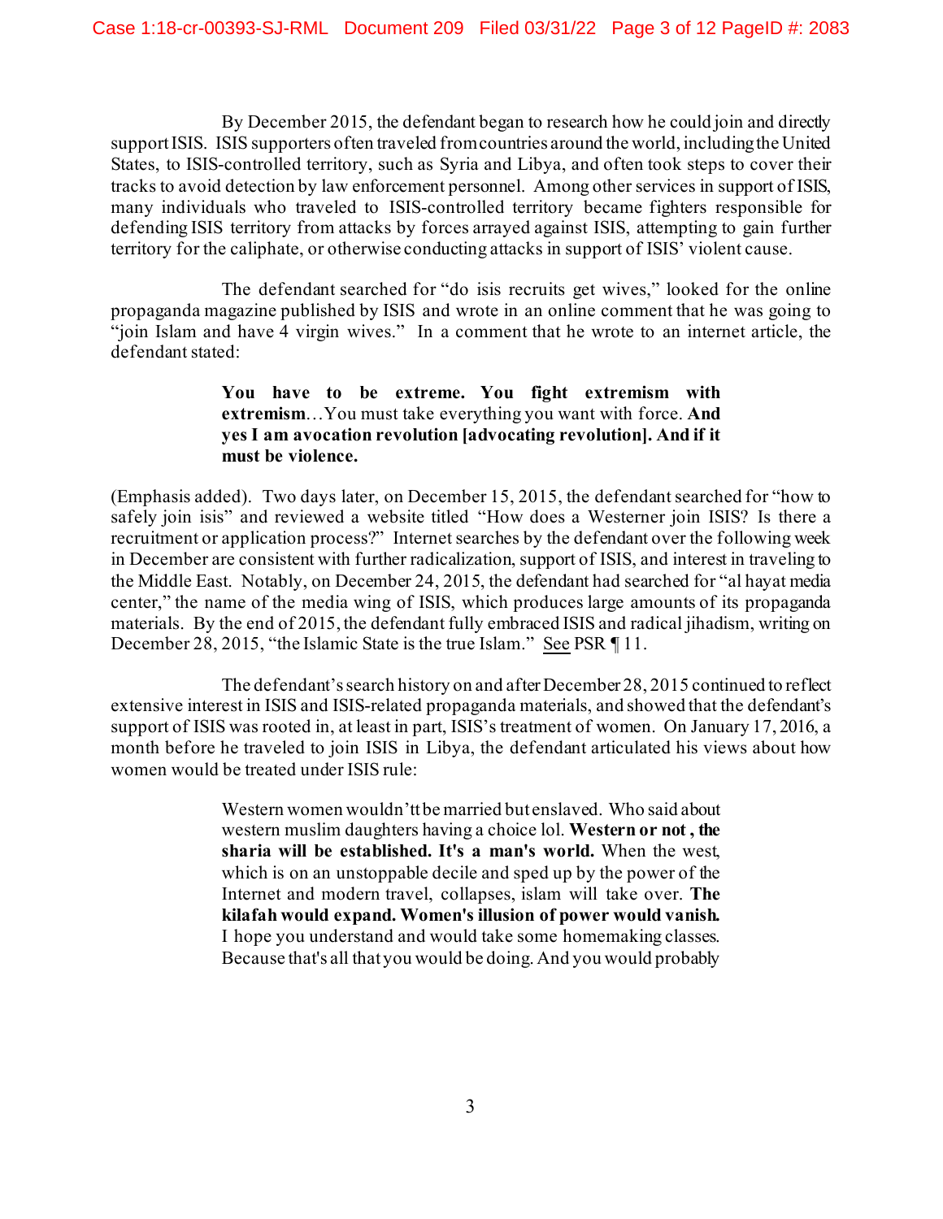By December 2015, the defendant began to research how he could join and directly support ISIS. ISIS supporters often traveled from countries around the world, including the United States, to ISIS-controlled territory, such as Syria and Libya, and often took steps to cover their tracks to avoid detection by law enforcement personnel. Among other services in support of ISIS, many individuals who traveled to ISIS-controlled territory became fighters responsible for defending ISIS territory from attacks by forces arrayed against ISIS, attempting to gain further territory for the caliphate, or otherwise conducting attacks in support of ISIS' violent cause.

The defendant searched for "do isis recruits get wives," looked for the online propaganda magazine published by ISIS and wrote in an online comment that he was going to "join Islam and have 4 virgin wives." In a comment that he wrote to an internet article, the defendant stated:

> **You have to be extreme. You fight extremism with extremism**…You must take everything you want with force. **And yes I am avocation revolution [advocating revolution]. And if it must be violence.**

(Emphasis added). Two days later, on December 15, 2015, the defendant searched for "how to safely join isis" and reviewed a website titled "How does a Westerner join ISIS? Is there a recruitment or application process?" Internet searches by the defendant over the following week in December are consistent with further radicalization, support of ISIS, and interest in traveling to the Middle East. Notably, on December 24, 2015, the defendant had searched for "al hayat media center," the name of the media wing of ISIS, which produces large amounts of its propaganda materials. By the end of 2015, the defendant fully embraced ISIS and radical jihadism, writing on December 28, 2015, "the Islamic State is the true Islam." See PSR ¶ 11.

The defendant's search history on and after December 28, 2015 continued to reflect extensive interest in ISIS and ISIS-related propaganda materials, and showed that the defendant's support of ISIS was rooted in, at least in part, ISIS's treatment of women. On January 17, 2016, a month before he traveled to join ISIS in Libya, the defendant articulated his views about how women would be treated under ISIS rule:

> Western women wouldn'tt be married but enslaved. Who said about western muslim daughters having a choice lol. **Western or not , the sharia will be established. It's a man's world.** When the west, which is on an unstoppable decile and sped up by the power of the Internet and modern travel, collapses, islam will take over. **The kilafah would expand. Women's illusion of power would vanish.** I hope you understand and would take some homemaking classes. Because that's all that you would be doing. And you would probably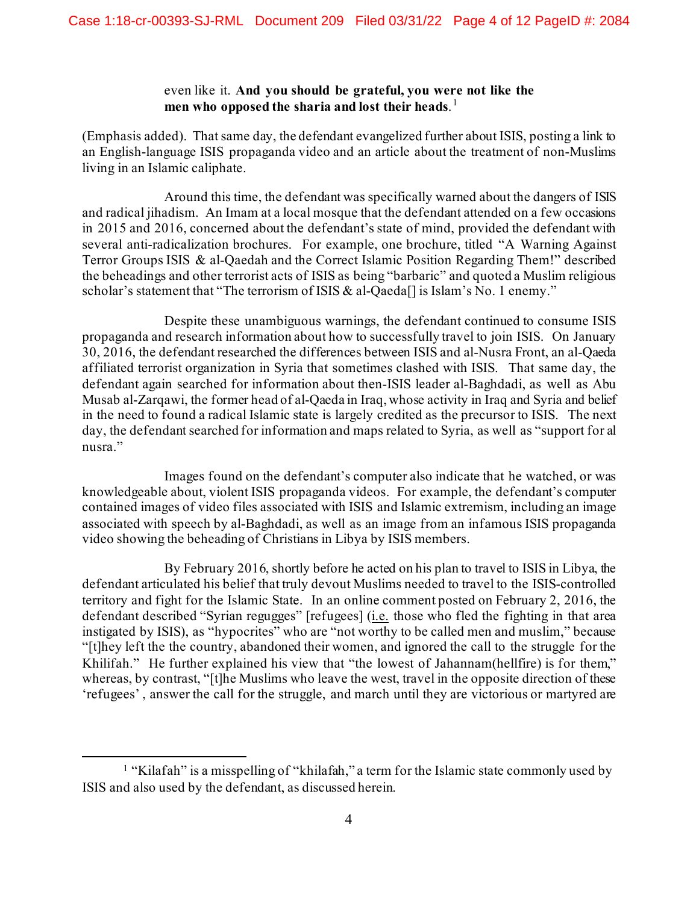> even like it. **And you should be grateful, you were not like the men who opposed the sharia and lost their heads**.[1]

(Emphasis added). That same day, the defendant evangelized further about ISIS, posting a link to an English-language ISIS propaganda video and an article about the treatment of non-Muslims living in an Islamic caliphate.

Around this time, the defendant was specifically warned about the dangers of ISIS and radical jihadism. An Imam at a local mosque that the defendant attended on a few occasions in 2015 and 2016, concerned about the defendant's state of mind, provided the defendant with several anti-radicalization brochures. For example, one brochure, titled "A Warning Against Terror Groups ISIS & al-Qaedah and the Correct Islamic Position Regarding Them!" described the beheadings and other terrorist acts of ISIS as being "barbaric" and quoted a Muslim religious scholar's statement that "The terrorism of ISIS & al-Qaeda[] is Islam's No. 1 enemy."

Despite these unambiguous warnings, the defendant continued to consume ISIS propaganda and research information about how to successfully travel to join ISIS. On January 30, 2016, the defendant researched the differences between ISIS and al-Nusra Front, an al-Qaeda affiliated terrorist organization in Syria that sometimes clashed with ISIS. That same day, the defendant again searched for information about then-ISIS leader al-Baghdadi, as well as Abu Musab al-Zarqawi, the former head of al-Qaeda in Iraq, whose activity in Iraq and Syria and belief in the need to found a radical Islamic state is largely credited as the precursor to ISIS. The next day, the defendant searched for information and maps related to Syria, as well as "support for al nusra."

Images found on the defendant's computer also indicate that he watched, or was knowledgeable about, violent ISIS propaganda videos. For example, the defendant's computer contained images of video files associated with ISIS and Islamic extremism, including an image associated with speech by al-Baghdadi, as well as an image from an infamous ISIS propaganda video showing the beheading of Christians in Libya by ISIS members.

By February 2016, shortly before he acted on his plan to travel to ISIS in Libya, the defendant articulated his belief that truly devout Muslims needed to travel to the ISIS-controlled territory and fight for the Islamic State. In an online comment posted on February 2, 2016, the defendant described "Syrian regugges" [refugees] (i.e. those who fled the fighting in that area instigated by ISIS), as "hypocrites" who are "not worthy to be called men and muslim," because "[t]hey left the the country, abandoned their women, and ignored the call to the struggle for the Khilifah." He further explained his view that "the lowest of Jahannam(hellfire) is for them," whereas, by contrast, "[t]he Muslims who leave the west, travel in the opposite direction of these 'refugees' , answer the call for the struggle, and march until they are victorious or martyred are

---

[1] "Kilafah" is a misspelling of "khilafah," a term for the Islamic state commonly used by ISIS and also used by the defendant, as discussed herein.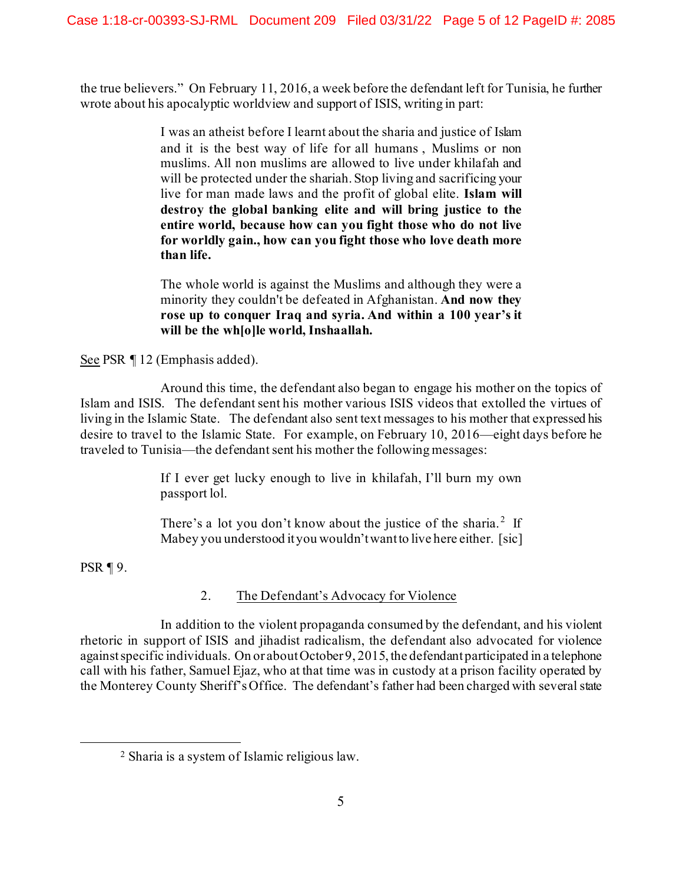the true believers." On February 11, 2016, a week before the defendant left for Tunisia, he further wrote about his apocalyptic worldview and support of ISIS, writing in part:

> I was an atheist before I learnt about the sharia and justice of Islam and it is the best way of life for all humans , Muslims or non muslims. All non muslims are allowed to live under khilafah and will be protected under the shariah. Stop living and sacrificing your live for man made laws and the profit of global elite. **Islam will destroy the global banking elite and will bring justice to the entire world, because how can you fight those who do not live for worldly gain., how can you fight those who love death more than life.**
>
> The whole world is against the Muslims and although they were a minority they couldn't be defeated in Afghanistan. **And now they rose up to conquer Iraq and syria. And within a 100 year's it will be the wh[o]le world, Inshaallah.**

See PSR ¶ 12 (Emphasis added).

Around this time, the defendant also began to engage his mother on the topics of Islam and ISIS. The defendant sent his mother various ISIS videos that extolled the virtues of living in the Islamic State. The defendant also sent text messages to his mother that expressed his desire to travel to the Islamic State. For example, on February 10, 2016—eight days before he traveled to Tunisia—the defendant sent his mother the following messages:

> If I ever get lucky enough to live in khilafah, I'll burn my own passport lol.
>
> There's a lot you don't know about the justice of the sharia.[2] If Mabey you understood it you wouldn't want to live here either. [sic]

PSR ¶ 9.

### 2. The Defendant's Advocacy for Violence

In addition to the violent propaganda consumed by the defendant, and his violent rhetoric in support of ISIS and jihadist radicalism, the defendant also advocated for violence against specific individuals. On or about October 9, 2015, the defendant participated in a telephone call with his father, Samuel Ejaz, who at that time was in custody at a prison facility operated by the Monterey County Sheriff's Office. The defendant's father had been charged with several state

---

[2] Sharia is a system of Islamic religious law.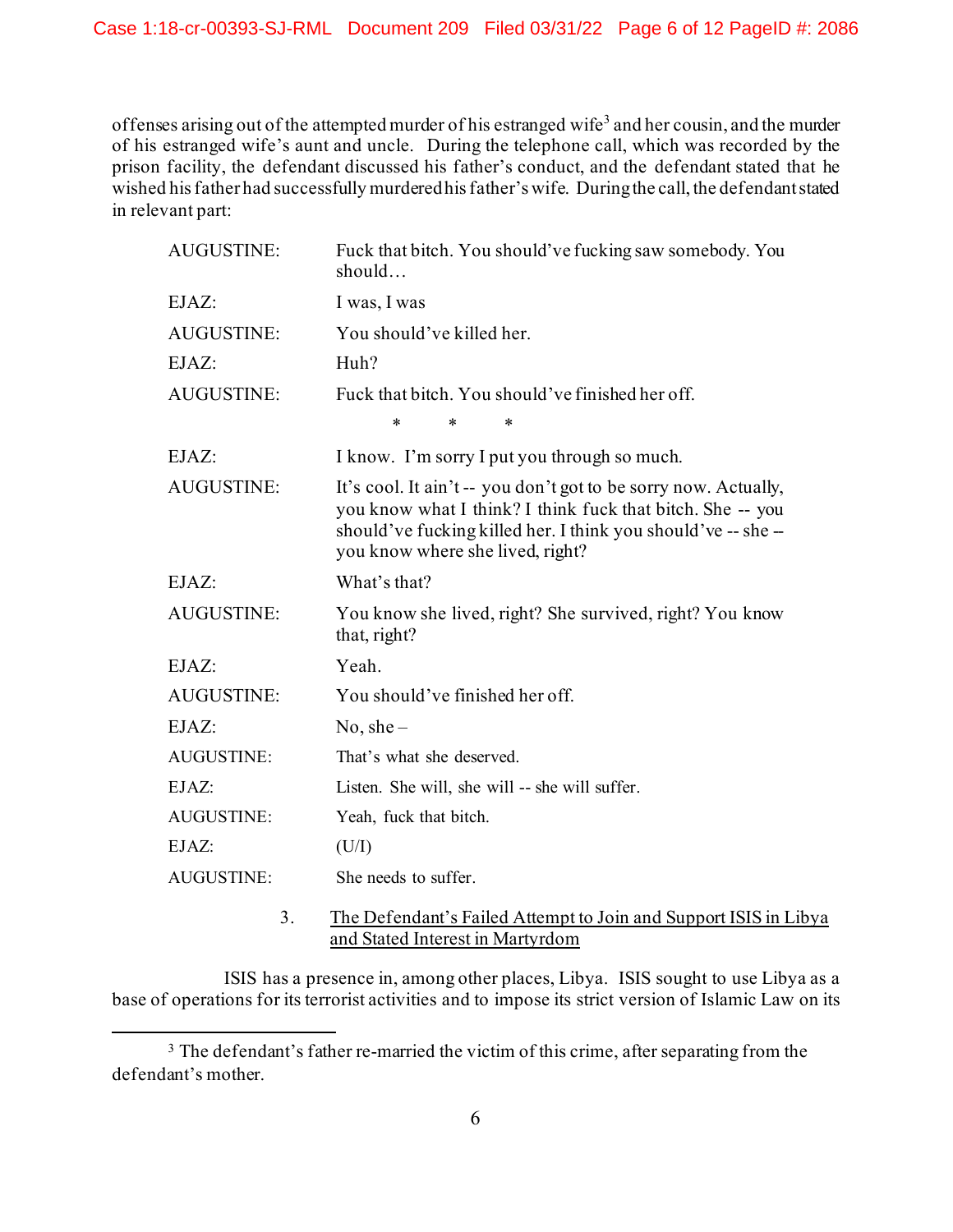offenses arising out of the attempted murder of his estranged wife[3] and her cousin, and the murder of his estranged wife's aunt and uncle. During the telephone call, which was recorded by the prison facility, the defendant discussed his father's conduct, and the defendant stated that he wished his father had successfully murdered his father's wife. During the call, the defendant stated in relevant part:

| | |
|---|---|
| AUGUSTINE: | Fuck that bitch. You should've fucking saw somebody. You should… |
| EJAZ: | I was, I was |
| AUGUSTINE: | You should've killed her. |
| EJAZ: | Huh? |
| AUGUSTINE: | Fuck that bitch. You should've finished her off. |
| | * * * |
| EJAZ: | I know. I'm sorry I put you through so much. |
| AUGUSTINE: | It's cool. It ain't -- you don't got to be sorry now. Actually, you know what I think? I think fuck that bitch. She -- you should've fucking killed her. I think you should've -- she -- you know where she lived, right? |
| EJAZ: | What's that? |
| AUGUSTINE: | You know she lived, right? She survived, right? You know that, right? |
| EJAZ: | Yeah. |
| AUGUSTINE: | You should've finished her off. |
| EJAZ: | No, she – |
| AUGUSTINE: | That's what she deserved. |
| EJAZ: | Listen. She will, she will -- she will suffer. |
| AUGUSTINE: | Yeah, fuck that bitch. |
| EJAZ: | (U/I) |
| AUGUSTINE: | She needs to suffer. |

3. <u>The Defendant's Failed Attempt to Join and Support ISIS in Libya and Stated Interest in Martyrdom</u>

ISIS has a presence in, among other places, Libya. ISIS sought to use Libya as a base of operations for its terrorist activities and to impose its strict version of Islamic Law on its

---

[3] The defendant's father re-married the victim of this crime, after separating from the defendant's mother.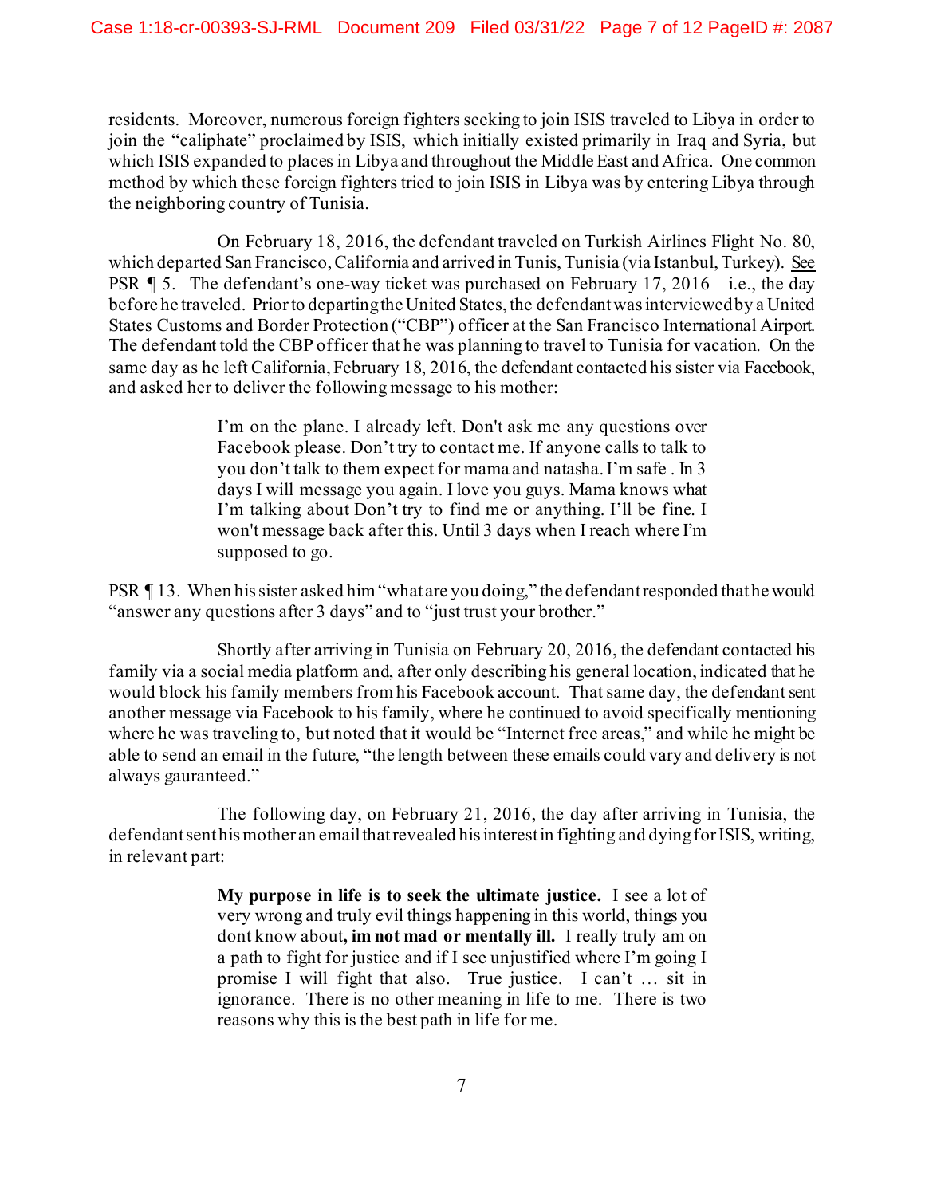residents. Moreover, numerous foreign fighters seeking to join ISIS traveled to Libya in order to join the "caliphate" proclaimed by ISIS, which initially existed primarily in Iraq and Syria, but which ISIS expanded to places in Libya and throughout the Middle East and Africa. One common method by which these foreign fighters tried to join ISIS in Libya was by entering Libya through the neighboring country of Tunisia.

On February 18, 2016, the defendant traveled on Turkish Airlines Flight No. 80, which departed San Francisco, California and arrived in Tunis, Tunisia (via Istanbul, Turkey). See PSR ¶ 5. The defendant's one-way ticket was purchased on February 17, 2016 – i.e., the day before he traveled. Prior to departing the United States, the defendant was interviewed by a United States Customs and Border Protection ("CBP") officer at the San Francisco International Airport. The defendant told the CBP officer that he was planning to travel to Tunisia for vacation. On the same day as he left California, February 18, 2016, the defendant contacted his sister via Facebook, and asked her to deliver the following message to his mother:

> I'm on the plane. I already left. Don't ask me any questions over Facebook please. Don't try to contact me. If anyone calls to talk to you don't talk to them expect for mama and natasha. I'm safe . In 3 days I will message you again. I love you guys. Mama knows what I'm talking about Don't try to find me or anything. I'll be fine. I won't message back after this. Until 3 days when I reach where I'm supposed to go.

PSR ¶ 13. When his sister asked him "what are you doing," the defendant responded that he would "answer any questions after 3 days" and to "just trust your brother."

Shortly after arriving in Tunisia on February 20, 2016, the defendant contacted his family via a social media platform and, after only describing his general location, indicated that he would block his family members from his Facebook account. That same day, the defendant sent another message via Facebook to his family, where he continued to avoid specifically mentioning where he was traveling to, but noted that it would be "Internet free areas," and while he might be able to send an email in the future, "the length between these emails could vary and delivery is not always gauranteed."

The following day, on February 21, 2016, the day after arriving in Tunisia, the defendant sent his mother an email that revealed his interest in fighting and dying for ISIS, writing, in relevant part:

> **My purpose in life is to seek the ultimate justice.** I see a lot of very wrong and truly evil things happening in this world, things you dont know about**, im not mad or mentally ill.** I really truly am on a path to fight for justice and if I see unjustified where I'm going I promise I will fight that also. True justice. I can't … sit in ignorance. There is no other meaning in life to me. There is two reasons why this is the best path in life for me.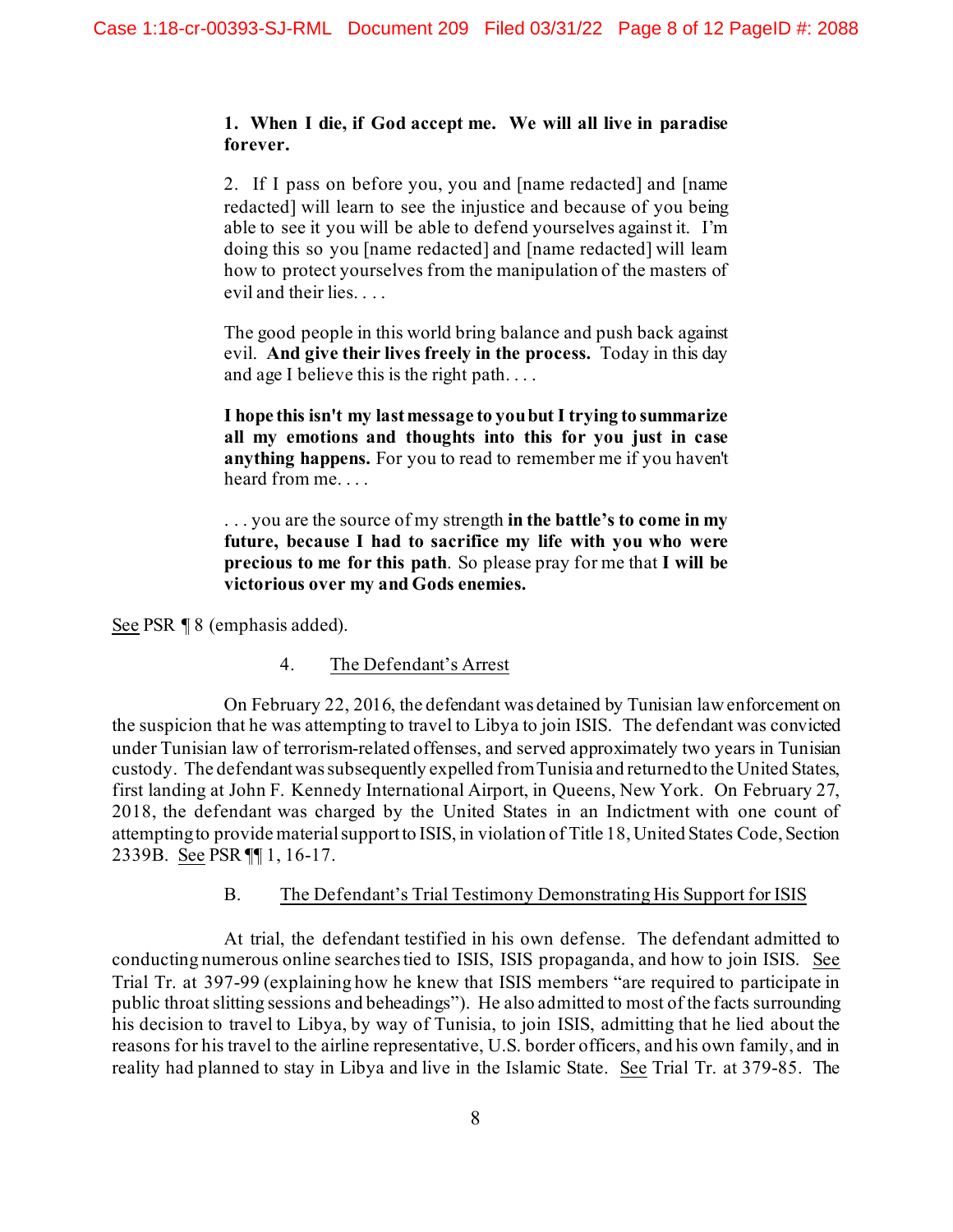> **1. When I die, if God accept me. We will all live in paradise forever.**
>
> 2. If I pass on before you, you and [name redacted] and [name redacted] will learn to see the injustice and because of you being able to see it you will be able to defend yourselves against it. I'm doing this so you [name redacted] and [name redacted] will learn how to protect yourselves from the manipulation of the masters of evil and their lies. . . .
>
> The good people in this world bring balance and push back against evil. **And give their lives freely in the process.** Today in this day and age I believe this is the right path. . . .
>
> **I hope this isn't my last message to you but I trying to summarize all my emotions and thoughts into this for you just in case anything happens.** For you to read to remember me if you haven't heard from me. . . .
>
> . . . you are the source of my strength **in the battle's to come in my future, because I had to sacrifice my life with you who were precious to me for this path**. So please pray for me that **I will be victorious over my and Gods enemies.**

See PSR ¶ 8 (emphasis added).

#### 4. The Defendant's Arrest

On February 22, 2016, the defendant was detained by Tunisian law enforcement on the suspicion that he was attempting to travel to Libya to join ISIS. The defendant was convicted under Tunisian law of terrorism-related offenses, and served approximately two years in Tunisian custody. The defendant was subsequently expelled from Tunisia and returned to the United States, first landing at John F. Kennedy International Airport, in Queens, New York. On February 27, 2018, the defendant was charged by the United States in an Indictment with one count of attempting to provide material support to ISIS, in violation of Title 18, United States Code, Section 2339B. See PSR ¶¶ 1, 16-17.

### B. The Defendant's Trial Testimony Demonstrating His Support for ISIS

At trial, the defendant testified in his own defense. The defendant admitted to conducting numerous online searches tied to ISIS, ISIS propaganda, and how to join ISIS. See Trial Tr. at 397-99 (explaining how he knew that ISIS members "are required to participate in public throat slitting sessions and beheadings"). He also admitted to most of the facts surrounding his decision to travel to Libya, by way of Tunisia, to join ISIS, admitting that he lied about the reasons for his travel to the airline representative, U.S. border officers, and his own family, and in reality had planned to stay in Libya and live in the Islamic State. See Trial Tr. at 379-85. The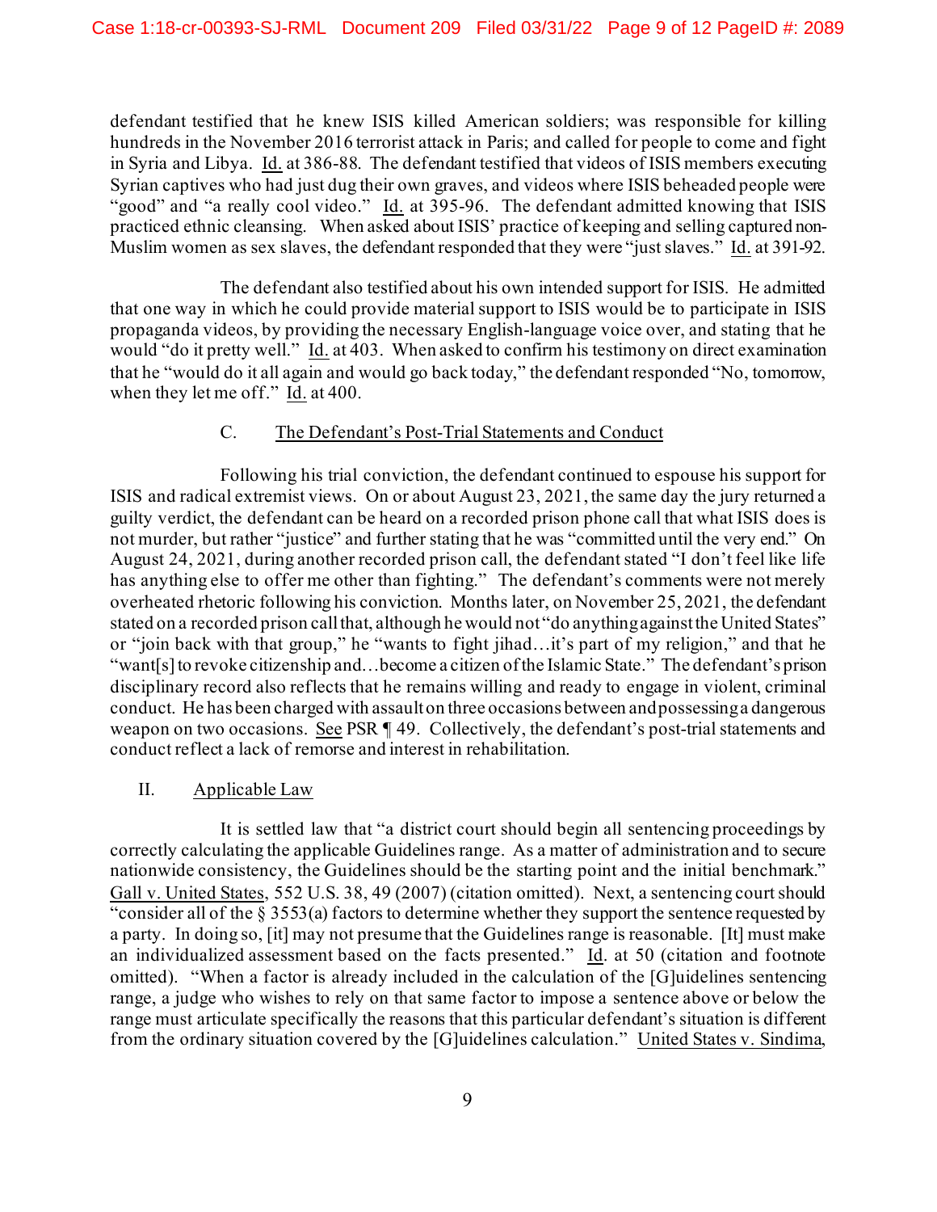defendant testified that he knew ISIS killed American soldiers; was responsible for killing hundreds in the November 2016 terrorist attack in Paris; and called for people to come and fight in Syria and Libya. Id. at 386-88. The defendant testified that videos of ISIS members executing Syrian captives who had just dug their own graves, and videos where ISIS beheaded people were "good" and "a really cool video." Id. at 395-96. The defendant admitted knowing that ISIS practiced ethnic cleansing. When asked about ISIS' practice of keeping and selling captured non-Muslim women as sex slaves, the defendant responded that they were "just slaves." Id. at 391-92.

The defendant also testified about his own intended support for ISIS. He admitted that one way in which he could provide material support to ISIS would be to participate in ISIS propaganda videos, by providing the necessary English-language voice over, and stating that he would "do it pretty well." Id. at 403. When asked to confirm his testimony on direct examination that he "would do it all again and would go back today," the defendant responded "No, tomorrow, when they let me off." Id. at 400.

### C. The Defendant's Post-Trial Statements and Conduct

Following his trial conviction, the defendant continued to espouse his support for ISIS and radical extremist views. On or about August 23, 2021, the same day the jury returned a guilty verdict, the defendant can be heard on a recorded prison phone call that what ISIS does is not murder, but rather "justice" and further stating that he was "committed until the very end." On August 24, 2021, during another recorded prison call, the defendant stated "I don't feel like life has anything else to offer me other than fighting." The defendant's comments were not merely overheated rhetoric following his conviction. Months later, on November 25, 2021, the defendant stated on a recorded prison call that, although he would not "do anything against the United States" or "join back with that group," he "wants to fight jihad…it's part of my religion," and that he "want[s] to revoke citizenship and…become a citizen of the Islamic State." The defendant's prison disciplinary record also reflects that he remains willing and ready to engage in violent, criminal conduct. He has been charged with assault on three occasions between and possessing a dangerous weapon on two occasions. See PSR ¶ 49. Collectively, the defendant's post-trial statements and conduct reflect a lack of remorse and interest in rehabilitation.

## II. Applicable Law

It is settled law that "a district court should begin all sentencing proceedings by correctly calculating the applicable Guidelines range. As a matter of administration and to secure nationwide consistency, the Guidelines should be the starting point and the initial benchmark." Gall v. United States, 552 U.S. 38, 49 (2007) (citation omitted). Next, a sentencing court should "consider all of the § 3553(a) factors to determine whether they support the sentence requested by a party. In doing so, [it] may not presume that the Guidelines range is reasonable. [It] must make an individualized assessment based on the facts presented." Id. at 50 (citation and footnote omitted). "When a factor is already included in the calculation of the [G]uidelines sentencing range, a judge who wishes to rely on that same factor to impose a sentence above or below the range must articulate specifically the reasons that this particular defendant's situation is different from the ordinary situation covered by the [G]uidelines calculation." United States v. Sindima,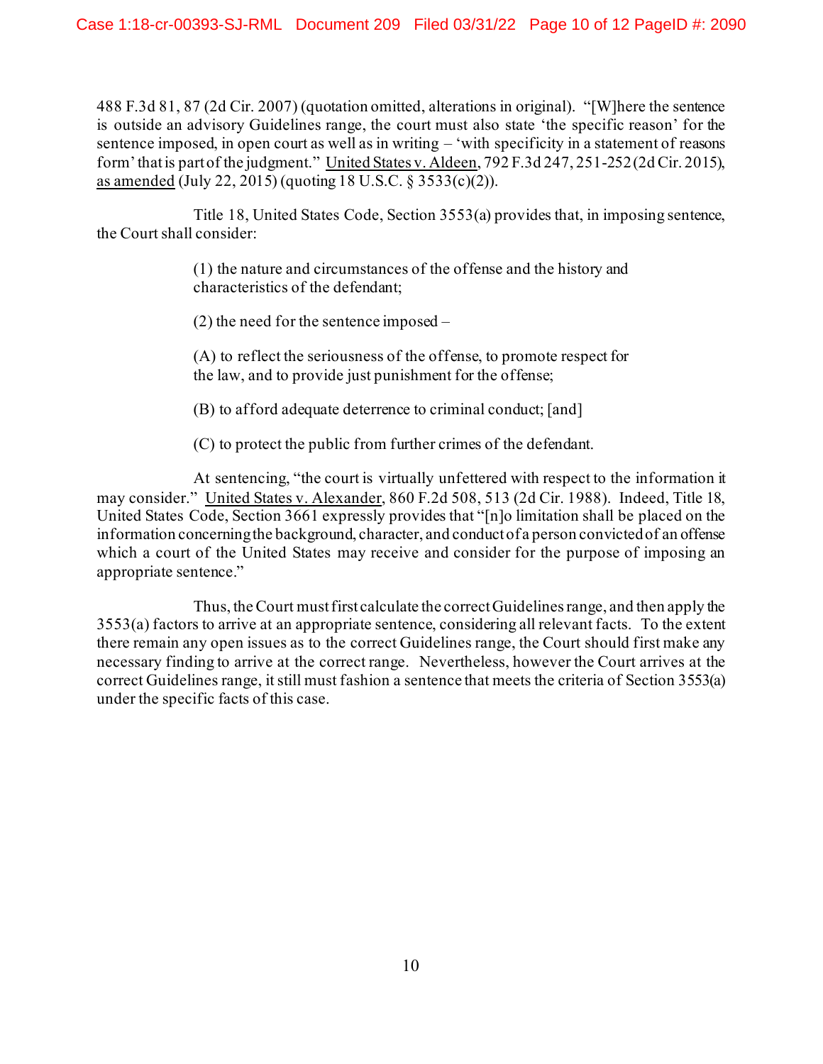488 F.3d 81, 87 (2d Cir. 2007) (quotation omitted, alterations in original). "[W]here the sentence is outside an advisory Guidelines range, the court must also state 'the specific reason' for the sentence imposed, in open court as well as in writing – 'with specificity in a statement of reasons form' that is part of the judgment." United States v. Aldeen, 792 F.3d 247, 251-252 (2d Cir. 2015), as amended (July 22, 2015) (quoting 18 U.S.C. § 3533(c)(2)).

Title 18, United States Code, Section 3553(a) provides that, in imposing sentence, the Court shall consider:

> (1) the nature and circumstances of the offense and the history and characteristics of the defendant;
>
> (2) the need for the sentence imposed –
>
> (A) to reflect the seriousness of the offense, to promote respect for the law, and to provide just punishment for the offense;
>
> (B) to afford adequate deterrence to criminal conduct; [and]
>
> (C) to protect the public from further crimes of the defendant.

At sentencing, "the court is virtually unfettered with respect to the information it may consider." United States v. Alexander, 860 F.2d 508, 513 (2d Cir. 1988). Indeed, Title 18, United States Code, Section 3661 expressly provides that "[n]o limitation shall be placed on the information concerning the background, character, and conduct of a person convicted of an offense which a court of the United States may receive and consider for the purpose of imposing an appropriate sentence."

Thus, the Court must first calculate the correct Guidelines range, and then apply the 3553(a) factors to arrive at an appropriate sentence, considering all relevant facts. To the extent there remain any open issues as to the correct Guidelines range, the Court should first make any necessary finding to arrive at the correct range. Nevertheless, however the Court arrives at the correct Guidelines range, it still must fashion a sentence that meets the criteria of Section 3553(a) under the specific facts of this case.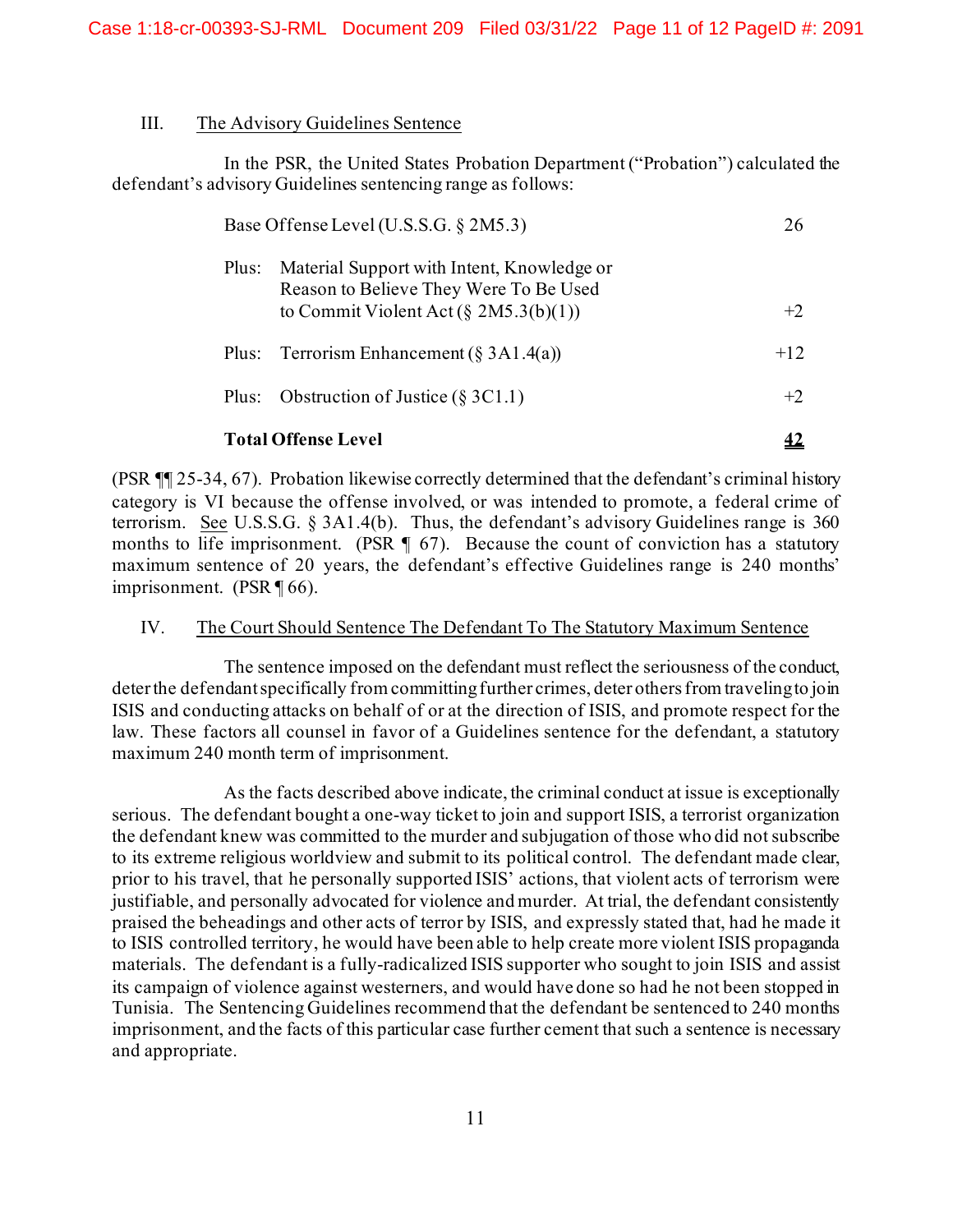### III. The Advisory Guidelines Sentence

In the PSR, the United States Probation Department ("Probation") calculated the defendant's advisory Guidelines sentencing range as follows:

| | | |
|---|---|---|
| Base Offense Level (U.S.S.G. § 2M5.3) | | 26 |
| Plus: | Material Support with Intent, Knowledge or Reason to Believe They Were To Be Used to Commit Violent Act (§ 2M5.3(b)(1)) | +2 |
| Plus: | Terrorism Enhancement (§ 3A1.4(a)) | +12 |
| Plus: | Obstruction of Justice (§ 3C1.1) | +2 |
| **Total Offense Level** | | **42** |

(PSR ¶¶ 25-34, 67). Probation likewise correctly determined that the defendant's criminal history category is VI because the offense involved, or was intended to promote, a federal crime of terrorism. See U.S.S.G. § 3A1.4(b). Thus, the defendant's advisory Guidelines range is 360 months to life imprisonment. (PSR ¶ 67). Because the count of conviction has a statutory maximum sentence of 20 years, the defendant's effective Guidelines range is 240 months' imprisonment. (PSR ¶ 66).

### IV. The Court Should Sentence The Defendant To The Statutory Maximum Sentence

The sentence imposed on the defendant must reflect the seriousness of the conduct, deter the defendant specifically from committing further crimes, deter others from traveling to join ISIS and conducting attacks on behalf of or at the direction of ISIS, and promote respect for the law. These factors all counsel in favor of a Guidelines sentence for the defendant, a statutory maximum 240 month term of imprisonment.

As the facts described above indicate, the criminal conduct at issue is exceptionally serious. The defendant bought a one-way ticket to join and support ISIS, a terrorist organization the defendant knew was committed to the murder and subjugation of those who did not subscribe to its extreme religious worldview and submit to its political control. The defendant made clear, prior to his travel, that he personally supported ISIS' actions, that violent acts of terrorism were justifiable, and personally advocated for violence and murder. At trial, the defendant consistently praised the beheadings and other acts of terror by ISIS, and expressly stated that, had he made it to ISIS controlled territory, he would have been able to help create more violent ISIS propaganda materials. The defendant is a fully-radicalized ISIS supporter who sought to join ISIS and assist its campaign of violence against westerners, and would have done so had he not been stopped in Tunisia. The Sentencing Guidelines recommend that the defendant be sentenced to 240 months imprisonment, and the facts of this particular case further cement that such a sentence is necessary and appropriate.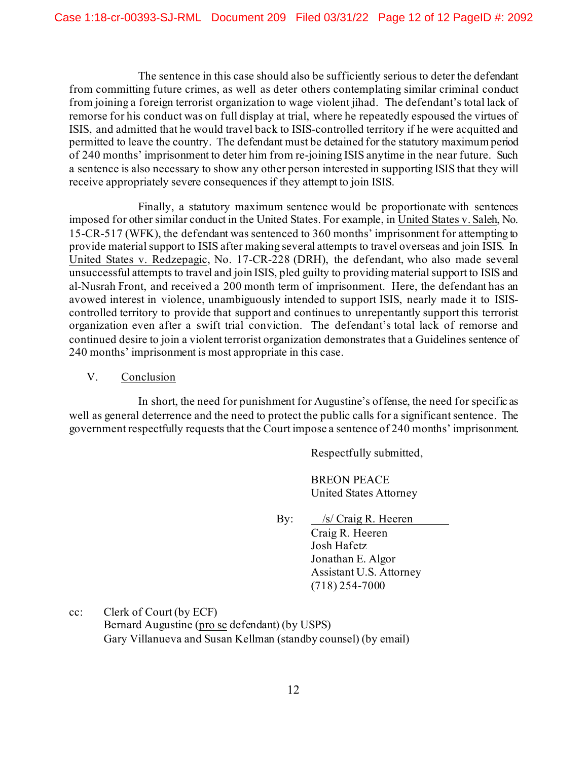The sentence in this case should also be sufficiently serious to deter the defendant from committing future crimes, as well as deter others contemplating similar criminal conduct from joining a foreign terrorist organization to wage violent jihad. The defendant's total lack of remorse for his conduct was on full display at trial, where he repeatedly espoused the virtues of ISIS, and admitted that he would travel back to ISIS-controlled territory if he were acquitted and permitted to leave the country. The defendant must be detained for the statutory maximum period of 240 months' imprisonment to deter him from re-joining ISIS anytime in the near future. Such a sentence is also necessary to show any other person interested in supporting ISIS that they will receive appropriately severe consequences if they attempt to join ISIS.

Finally, a statutory maximum sentence would be proportionate with sentences imposed for other similar conduct in the United States. For example, in United States v. Saleh, No. 15-CR-517 (WFK), the defendant was sentenced to 360 months' imprisonment for attempting to provide material support to ISIS after making several attempts to travel overseas and join ISIS. In United States v. Redzepagic, No. 17-CR-228 (DRH), the defendant, who also made several unsuccessful attempts to travel and join ISIS, pled guilty to providing material support to ISIS and al-Nusrah Front, and received a 200 month term of imprisonment. Here, the defendant has an avowed interest in violence, unambiguously intended to support ISIS, nearly made it to ISIS-controlled territory to provide that support and continues to unrepentantly support this terrorist organization even after a swift trial conviction. The defendant's total lack of remorse and continued desire to join a violent terrorist organization demonstrates that a Guidelines sentence of 240 months' imprisonment is most appropriate in this case.

## V. Conclusion

In short, the need for punishment for Augustine's offense, the need for specific as well as general deterrence and the need to protect the public calls for a significant sentence. The government respectfully requests that the Court impose a sentence of 240 months' imprisonment.

Respectfully submitted,

BREON PEACE
United States Attorney

By: /s/ Craig R. Heeren
Craig R. Heeren
Josh Hafetz
Jonathan E. Algor
Assistant U.S. Attorney
(718) 254-7000

cc: Clerk of Court (by ECF)
Bernard Augustine (pro se defendant) (by USPS)
Gary Villanueva and Susan Kellman (standby counsel) (by email)